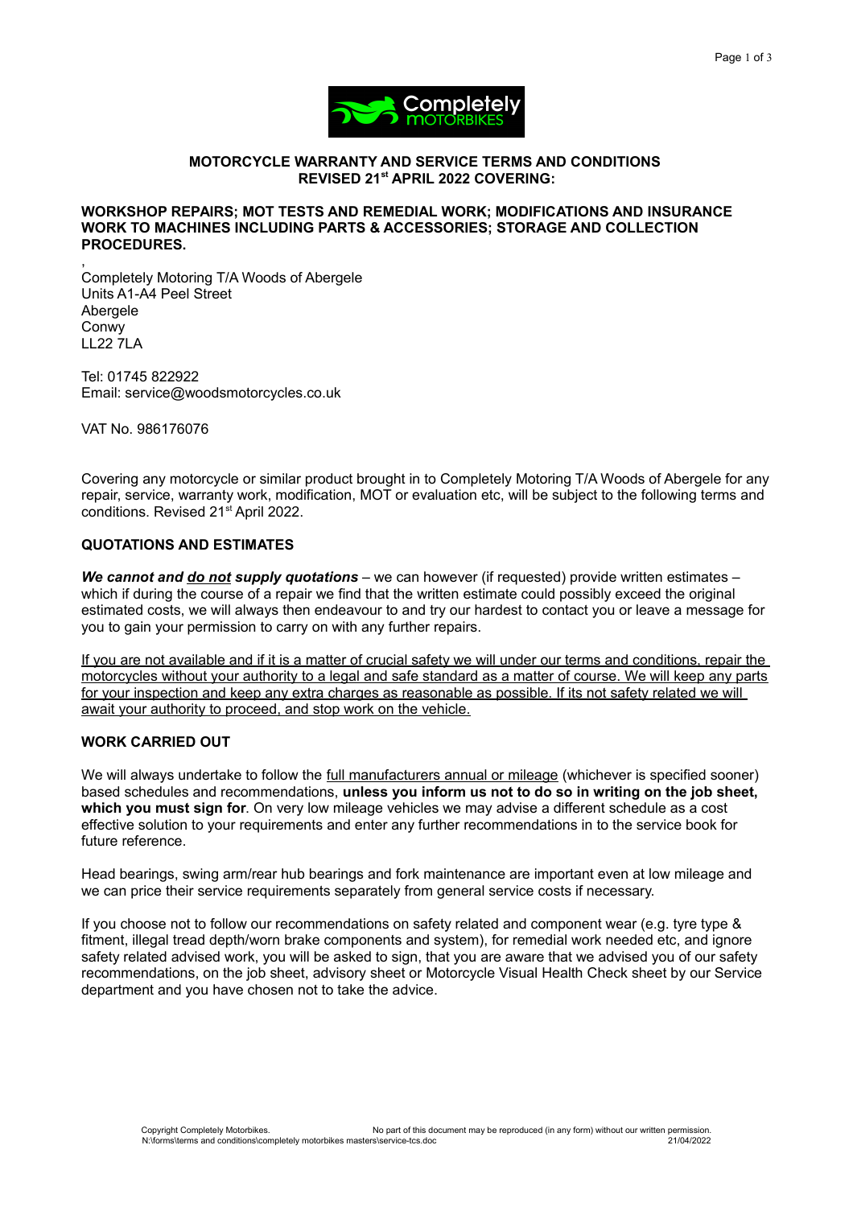**MOTORCYCLE WARRANTY AND SERVICE TERMS AND CONDITIONS REVISED 21st APRIL 2022 COVERING:**

**WORKSHOP REPAIRS; MOT TESTS AND REMEDIAL WORK; MODIFICATIONS AND INSURANCE WORK TO MACHINES INCLUDING PARTS & ACCESSORIES; STORAGE AND COLLECTION PROCEDURES.**

,
Completely Motoring T/A Woods of Abergele
Units A1-A4 Peel Street
Abergele
Conwy
LL22 7LA

Tel: 01745 822922
Email: service@woodsmotorcycles.co.uk

VAT No. 986176076

Covering any motorcycle or similar product brought in to Completely Motoring T/A Woods of Abergele for any repair, service, warranty work, modification, MOT or evaluation etc, will be subject to the following terms and conditions. Revised 21st April 2022.

## QUOTATIONS AND ESTIMATES

***We cannot and do not supply quotations*** – we can however (if requested) provide written estimates – which if during the course of a repair we find that the written estimate could possibly exceed the original estimated costs, we will always then endeavour to and try our hardest to contact you or leave a message for you to gain your permission to carry on with any further repairs.

If you are not available and if it is a matter of crucial safety we will under our terms and conditions, repair the motorcycles without your authority to a legal and safe standard as a matter of course. We will keep any parts for your inspection and keep any extra charges as reasonable as possible. If its not safety related we will await your authority to proceed, and stop work on the vehicle.

## WORK CARRIED OUT

We will always undertake to follow the full manufacturers annual or mileage (whichever is specified sooner) based schedules and recommendations, **unless you inform us not to do so in writing on the job sheet, which you must sign for**. On very low mileage vehicles we may advise a different schedule as a cost effective solution to your requirements and enter any further recommendations in to the service book for future reference.

Head bearings, swing arm/rear hub bearings and fork maintenance are important even at low mileage and we can price their service requirements separately from general service costs if necessary.

If you choose not to follow our recommendations on safety related and component wear (e.g. tyre type & fitment, illegal tread depth/worn brake components and system), for remedial work needed etc, and ignore safety related advised work, you will be asked to sign, that you are aware that we advised you of our safety recommendations, on the job sheet, advisory sheet or Motorcycle Visual Health Check sheet by our Service department and you have chosen not to take the advice.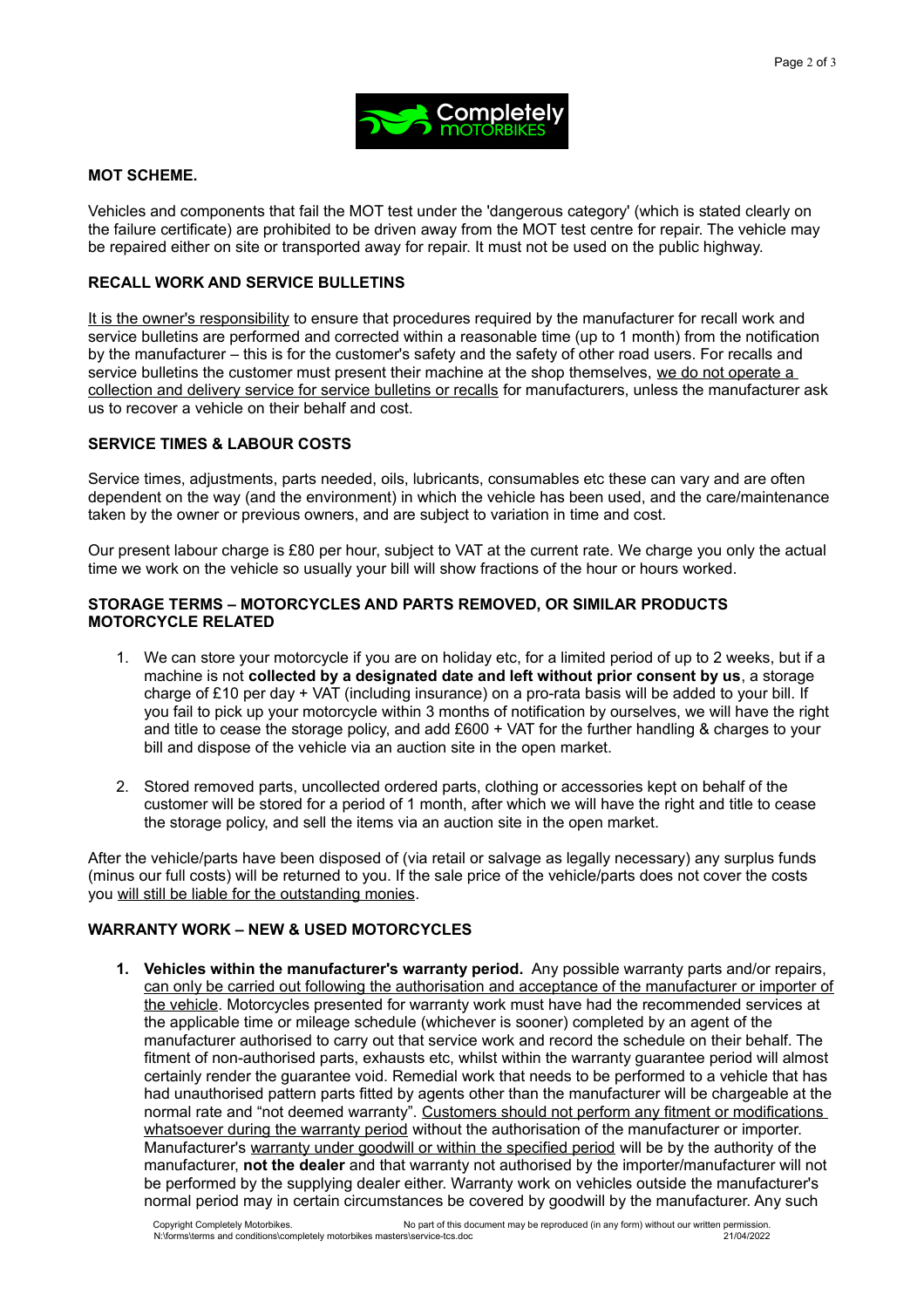## MOT SCHEME.

Vehicles and components that fail the MOT test under the 'dangerous category' (which is stated clearly on the failure certificate) are prohibited to be driven away from the MOT test centre for repair. The vehicle may be repaired either on site or transported away for repair. It must not be used on the public highway.

## RECALL WORK AND SERVICE BULLETINS

<u>It is the owner's responsibility</u> to ensure that procedures required by the manufacturer for recall work and service bulletins are performed and corrected within a reasonable time (up to 1 month) from the notification by the manufacturer – this is for the customer's safety and the safety of other road users. For recalls and service bulletins the customer must present their machine at the shop themselves, <u>we do not operate a collection and delivery service for service bulletins or recalls</u> for manufacturers, unless the manufacturer ask us to recover a vehicle on their behalf and cost.

## SERVICE TIMES & LABOUR COSTS

Service times, adjustments, parts needed, oils, lubricants, consumables etc these can vary and are often dependent on the way (and the environment) in which the vehicle has been used, and the care/maintenance taken by the owner or previous owners, and are subject to variation in time and cost.

Our present labour charge is £80 per hour, subject to VAT at the current rate. We charge you only the actual time we work on the vehicle so usually your bill will show fractions of the hour or hours worked.

## STORAGE TERMS – MOTORCYCLES AND PARTS REMOVED, OR SIMILAR PRODUCTS MOTORCYCLE RELATED

1. We can store your motorcycle if you are on holiday etc, for a limited period of up to 2 weeks, but if a machine is not **collected by a designated date and left without prior consent by us**, a storage charge of £10 per day + VAT (including insurance) on a pro-rata basis will be added to your bill. If you fail to pick up your motorcycle within 3 months of notification by ourselves, we will have the right and title to cease the storage policy, and add £600 + VAT for the further handling & charges to your bill and dispose of the vehicle via an auction site in the open market.

2. Stored removed parts, uncollected ordered parts, clothing or accessories kept on behalf of the customer will be stored for a period of 1 month, after which we will have the right and title to cease the storage policy, and sell the items via an auction site in the open market.

After the vehicle/parts have been disposed of (via retail or salvage as legally necessary) any surplus funds (minus our full costs) will be returned to you. If the sale price of the vehicle/parts does not cover the costs you <u>will still be liable for the outstanding monies</u>.

## WARRANTY WORK – NEW & USED MOTORCYCLES

1. **Vehicles within the manufacturer's warranty period.** Any possible warranty parts and/or repairs, <u>can only be carried out following the authorisation and acceptance of the manufacturer or importer of the vehicle</u>. Motorcycles presented for warranty work must have had the recommended services at the applicable time or mileage schedule (whichever is sooner) completed by an agent of the manufacturer authorised to carry out that service work and record the schedule on their behalf. The fitment of non-authorised parts, exhausts etc, whilst within the warranty guarantee period will almost certainly render the guarantee void. Remedial work that needs to be performed to a vehicle that has had unauthorised pattern parts fitted by agents other than the manufacturer will be chargeable at the normal rate and "not deemed warranty". <u>Customers should not perform any fitment or modifications whatsoever during the warranty period</u> without the authorisation of the manufacturer or importer. Manufacturer's <u>warranty under goodwill or within the specified period</u> will be by the authority of the manufacturer, **not the dealer** and that warranty not authorised by the importer/manufacturer will not be performed by the supplying dealer either. Warranty work on vehicles outside the manufacturer's normal period may in certain circumstances be covered by goodwill by the manufacturer. Any such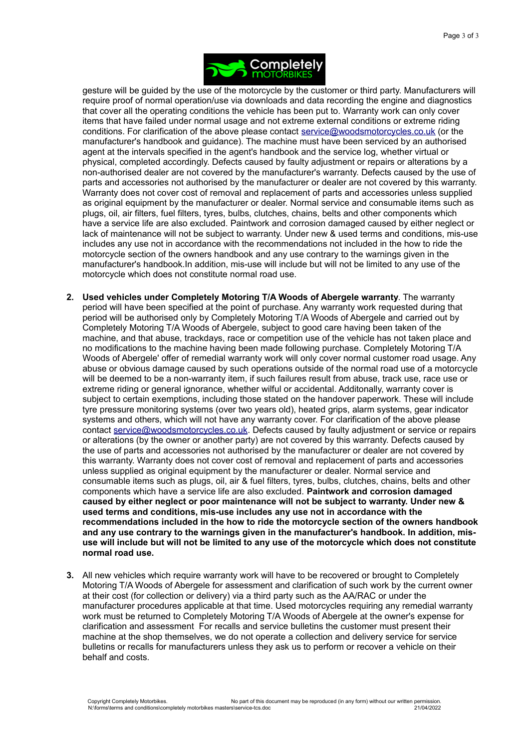gesture will be guided by the use of the motorcycle by the customer or third party. Manufacturers will require proof of normal operation/use via downloads and data recording the engine and diagnostics that cover all the operating conditions the vehicle has been put to. Warranty work can only cover items that have failed under normal usage and not extreme external conditions or extreme riding conditions. For clarification of the above please contact service@woodsmotorcycles.co.uk (or the manufacturer's handbook and guidance). The machine must have been serviced by an authorised agent at the intervals specified in the agent's handbook and the service log, whether virtual or physical, completed accordingly. Defects caused by faulty adjustment or repairs or alterations by a non-authorised dealer are not covered by the manufacturer's warranty. Defects caused by the use of parts and accessories not authorised by the manufacturer or dealer are not covered by this warranty. Warranty does not cover cost of removal and replacement of parts and accessories unless supplied as original equipment by the manufacturer or dealer. Normal service and consumable items such as plugs, oil, air filters, fuel filters, tyres, bulbs, clutches, chains, belts and other components which have a service life are also excluded. Paintwork and corrosion damaged caused by either neglect or lack of maintenance will not be subject to warranty. Under new & used terms and conditions, mis-use includes any use not in accordance with the recommendations not included in the how to ride the motorcycle section of the owners handbook and any use contrary to the warnings given in the manufacturer's handbook.In addition, mis-use will include but will not be limited to any use of the motorcycle which does not constitute normal road use.

2. **Used vehicles under Completely Motoring T/A Woods of Abergele warranty**. The warranty period will have been specified at the point of purchase. Any warranty work requested during that period will be authorised only by Completely Motoring T/A Woods of Abergele and carried out by Completely Motoring T/A Woods of Abergele, subject to good care having been taken of the machine, and that abuse, trackdays, race or competition use of the vehicle has not taken place and no modifications to the machine having been made following purchase. Completely Motoring T/A Woods of Abergele' offer of remedial warranty work will only cover normal customer road usage. Any abuse or obvious damage caused by such operations outside of the normal road use of a motorcycle will be deemed to be a non-warranty item, if such failures result from abuse, track use, race use or extreme riding or general ignorance, whether wilful or accidental. Additonally, warranty cover is subject to certain exemptions, including those stated on the handover paperwork. These will include tyre pressure monitoring systems (over two years old), heated grips, alarm systems, gear indicator systems and others, which will not have any warranty cover. For clarification of the above please contact service@woodsmotorcycles.co.uk. Defects caused by faulty adjustment or service or repairs or alterations (by the owner or another party) are not covered by this warranty. Defects caused by the use of parts and accessories not authorised by the manufacturer or dealer are not covered by this warranty. Warranty does not cover cost of removal and replacement of parts and accessories unless supplied as original equipment by the manufacturer or dealer. Normal service and consumable items such as plugs, oil, air & fuel filters, tyres, bulbs, clutches, chains, belts and other components which have a service life are also excluded. **Paintwork and corrosion damaged caused by either neglect or poor maintenance will not be subject to warranty. Under new & used terms and conditions, mis-use includes any use not in accordance with the recommendations included in the how to ride the motorcycle section of the owners handbook and any use contrary to the warnings given in the manufacturer's handbook. In addition, mis-use will include but will not be limited to any use of the motorcycle which does not constitute normal road use.**

3. All new vehicles which require warranty work will have to be recovered or brought to Completely Motoring T/A Woods of Abergele for assessment and clarification of such work by the current owner at their cost (for collection or delivery) via a third party such as the AA/RAC or under the manufacturer procedures applicable at that time. Used motorcycles requiring any remedial warranty work must be returned to Completely Motoring T/A Woods of Abergele at the owner's expense for clarification and assessment For recalls and service bulletins the customer must present their machine at the shop themselves, we do not operate a collection and delivery service for service bulletins or recalls for manufacturers unless they ask us to perform or recover a vehicle on their behalf and costs.